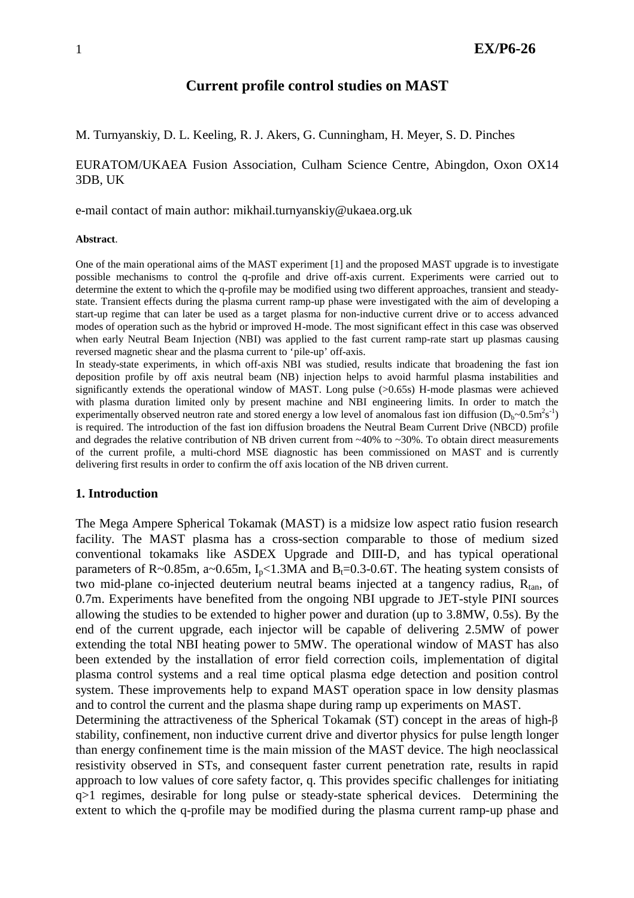# Current profile control studies on MAST

M. Turnyanskiy, D. L. Keeling, R. J. Akers, G. Cunningham, H. Meyer, S. D. Pinches

EURATOM/UKAEA Fusion Association, Culham Science Centre, Abingdon, Oxon OX14 3DB, UK

e-mail contact of main author: mikhail.turnyanskiy@ukaea.org.uk

**Abstract**.

One of the main operational aims of the MAST experiment [1] and the proposed MAST upgrade is to investigate possible mechanisms to control the q-profile and drive off-axis current. Experiments were carried out to determine the extent to which the q-profile may be modified using two different approaches, transient and steady-state. Transient effects during the plasma current ramp-up phase were investigated with the aim of developing a start-up regime that can later be used as a target plasma for non-inductive current drive or to access advanced modes of operation such as the hybrid or improved H-mode. The most significant effect in this case was observed when early Neutral Beam Injection (NBI) was applied to the fast current ramp-rate start up plasmas causing reversed magnetic shear and the plasma current to 'pile-up' off-axis.

In steady-state experiments, in which off-axis NBI was studied, results indicate that broadening the fast ion deposition profile by off axis neutral beam (NB) injection helps to avoid harmful plasma instabilities and significantly extends the operational window of MAST. Long pulse (>0.65s) H-mode plasmas were achieved with plasma duration limited only by present machine and NBI engineering limits. In order to match the experimentally observed neutron rate and stored energy a low level of anomalous fast ion diffusion ($D_b$~$0.5m^2s^{-1}$) is required. The introduction of the fast ion diffusion broadens the Neutral Beam Current Drive (NBCD) profile and degrades the relative contribution of NB driven current from ~40% to ~30%. To obtain direct measurements of the current profile, a multi-chord MSE diagnostic has been commissioned on MAST and is currently delivering first results in order to confirm the off axis location of the NB driven current.

## 1. Introduction

The Mega Ampere Spherical Tokamak (MAST) is a midsize low aspect ratio fusion research facility. The MAST plasma has a cross-section comparable to those of medium sized conventional tokamaks like ASDEX Upgrade and DIII-D, and has typical operational parameters of R~0.85m, a~0.65m, $I_p$<1.3MA and $B_t$=0.3-0.6T. The heating system consists of two mid-plane co-injected deuterium neutral beams injected at a tangency radius, $R_{tan}$, of 0.7m. Experiments have benefited from the ongoing NBI upgrade to JET-style PINI sources allowing the studies to be extended to higher power and duration (up to 3.8MW, 0.5s). By the end of the current upgrade, each injector will be capable of delivering 2.5MW of power extending the total NBI heating power to 5MW. The operational window of MAST has also been extended by the installation of error field correction coils, implementation of digital plasma control systems and a real time optical plasma edge detection and position control system. These improvements help to expand MAST operation space in low density plasmas and to control the current and the plasma shape during ramp up experiments on MAST.

Determining the attractiveness of the Spherical Tokamak (ST) concept in the areas of high-β stability, confinement, non inductive current drive and divertor physics for pulse length longer than energy confinement time is the main mission of the MAST device. The high neoclassical resistivity observed in STs, and consequent faster current penetration rate, results in rapid approach to low values of core safety factor, q. This provides specific challenges for initiating q>1 regimes, desirable for long pulse or steady-state spherical devices. Determining the extent to which the q-profile may be modified during the plasma current ramp-up phase and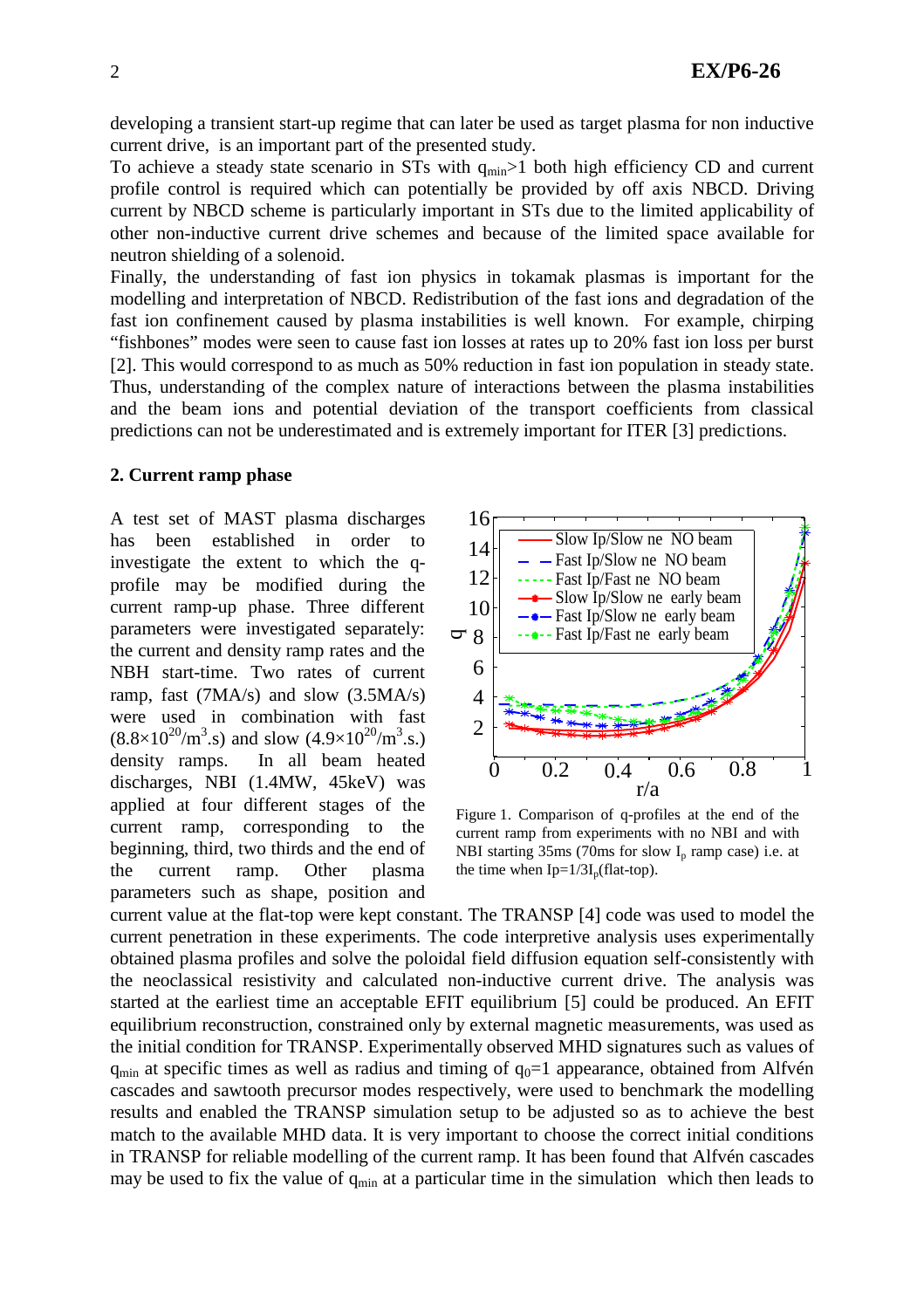developing a transient start-up regime that can later be used as target plasma for non inductive current drive, is an important part of the presented study.

To achieve a steady state scenario in STs with $q_{min}>1$ both high efficiency CD and current profile control is required which can potentially be provided by off axis NBCD. Driving current by NBCD scheme is particularly important in STs due to the limited applicability of other non-inductive current drive schemes and because of the limited space available for neutron shielding of a solenoid.

Finally, the understanding of fast ion physics in tokamak plasmas is important for the modelling and interpretation of NBCD. Redistribution of the fast ions and degradation of the fast ion confinement caused by plasma instabilities is well known. For example, chirping "fishbones" modes were seen to cause fast ion losses at rates up to 20% fast ion loss per burst [2]. This would correspond to as much as 50% reduction in fast ion population in steady state. Thus, understanding of the complex nature of interactions between the plasma instabilities and the beam ions and potential deviation of the transport coefficients from classical predictions can not be underestimated and is extremely important for ITER [3] predictions.

## 2. Current ramp phase

A test set of MAST plasma discharges has been established in order to investigate the extent to which the q-profile may be modified during the current ramp-up phase. Three different parameters were investigated separately: the current and density ramp rates and the NBH start-time. Two rates of current ramp, fast (7MA/s) and slow (3.5MA/s) were used in combination with fast ($8.8\times10^{20}$/m$^3$.s) and slow ($4.9\times10^{20}$/m$^3$.s.) density ramps. In all beam heated discharges, NBI (1.4MW, 45keV) was applied at four different stages of the current ramp, corresponding to the beginning, third, two thirds and the end of the current ramp. Other plasma parameters such as shape, position and current value at the flat-top were kept constant. The TRANSP [4] code was used to model the current penetration in these experiments. The code interpretive analysis uses experimentally obtained plasma profiles and solve the poloidal field diffusion equation self-consistently with the neoclassical resistivity and calculated non-inductive current drive. The analysis was started at the earliest time an acceptable EFIT equilibrium [5] could be produced. An EFIT equilibrium reconstruction, constrained only by external magnetic measurements, was used as the initial condition for TRANSP. Experimentally observed MHD signatures such as values of $q_{min}$ at specific times as well as radius and timing of $q_0=1$ appearance, obtained from Alfvén cascades and sawtooth precursor modes respectively, were used to benchmark the modelling results and enabled the TRANSP simulation setup to be adjusted so as to achieve the best match to the available MHD data. It is very important to choose the correct initial conditions in TRANSP for reliable modelling of the current ramp. It has been found that Alfvén cascades may be used to fix the value of $q_{min}$ at a particular time in the simulation which then leads to

Figure 1. Comparison of q-profiles at the end of the current ramp from experiments with no NBI and with NBI starting 35ms (70ms for slow $I_p$ ramp case) i.e. at the time when $I_p=1/3I_p$(flat-top).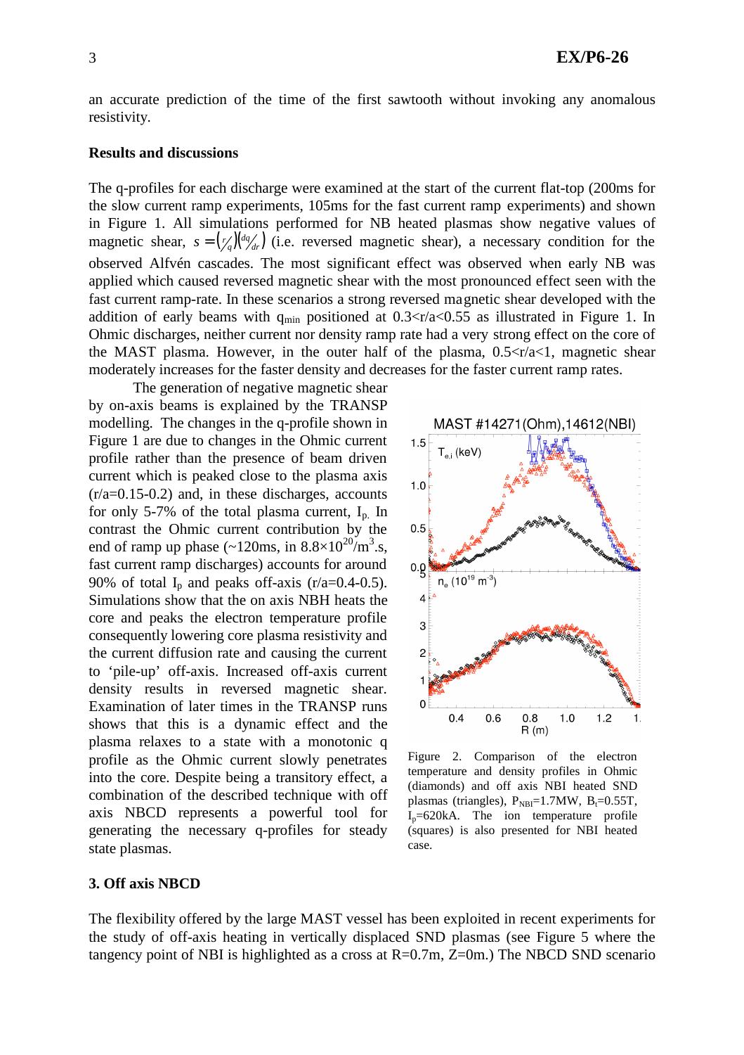an accurate prediction of the time of the first sawtooth without invoking any anomalous resistivity.

**Results and discussions**

The q-profiles for each discharge were examined at the start of the current flat-top (200ms for the slow current ramp experiments, 105ms for the fast current ramp experiments) and shown in Figure 1. All simulations performed for NB heated plasmas show negative values of magnetic shear, $s = \left(\frac{r}{q}\right)\left(\frac{dq}{dr}\right)$ (i.e. reversed magnetic shear), a necessary condition for the observed Alfvén cascades. The most significant effect was observed when early NB was applied which caused reversed magnetic shear with the most pronounced effect seen with the fast current ramp-rate. In these scenarios a strong reversed magnetic shear developed with the addition of early beams with $q_{min}$ positioned at $0.3<r/a<0.55$ as illustrated in Figure 1. In Ohmic discharges, neither current nor density ramp rate had a very strong effect on the core of the MAST plasma. However, in the outer half of the plasma, $0.5<r/a<1$, magnetic shear moderately increases for the faster density and decreases for the faster current ramp rates.

The generation of negative magnetic shear by on-axis beams is explained by the TRANSP modelling. The changes in the q-profile shown in Figure 1 are due to changes in the Ohmic current profile rather than the presence of beam driven current which is peaked close to the plasma axis ($r/a=0.15$-$0.2$) and, in these discharges, accounts for only 5-7% of the total plasma current, $I_p$. In contrast the Ohmic current contribution by the end of ramp up phase (~120ms, in $8.8\times10^{20}/m^3$.s, fast current ramp discharges) accounts for around 90% of total $I_p$ and peaks off-axis ($r/a=0.4$-$0.5$). Simulations show that the on axis NBH heats the core and peaks the electron temperature profile consequently lowering core plasma resistivity and the current diffusion rate and causing the current to 'pile-up' off-axis. Increased off-axis current density results in reversed magnetic shear. Examination of later times in the TRANSP runs shows that this is a dynamic effect and the plasma relaxes to a state with a monotonic q profile as the Ohmic current slowly penetrates into the core. Despite being a transitory effect, a combination of the described technique with off axis NBCD represents a powerful tool for generating the necessary q-profiles for steady state plasmas.

Figure 2. Comparison of the electron temperature and density profiles in Ohmic (diamonds) and off axis NBI heated SND plasmas (triangles), $P_{NBI}$=1.7MW, $B_t$=0.55T, $I_p$=620kA. The ion temperature profile (squares) is also presented for NBI heated case.

## 3. Off axis NBCD

The flexibility offered by the large MAST vessel has been exploited in recent experiments for the study of off-axis heating in vertically displaced SND plasmas (see Figure 5 where the tangency point of NBI is highlighted as a cross at R=0.7m, Z=0m.) The NBCD SND scenario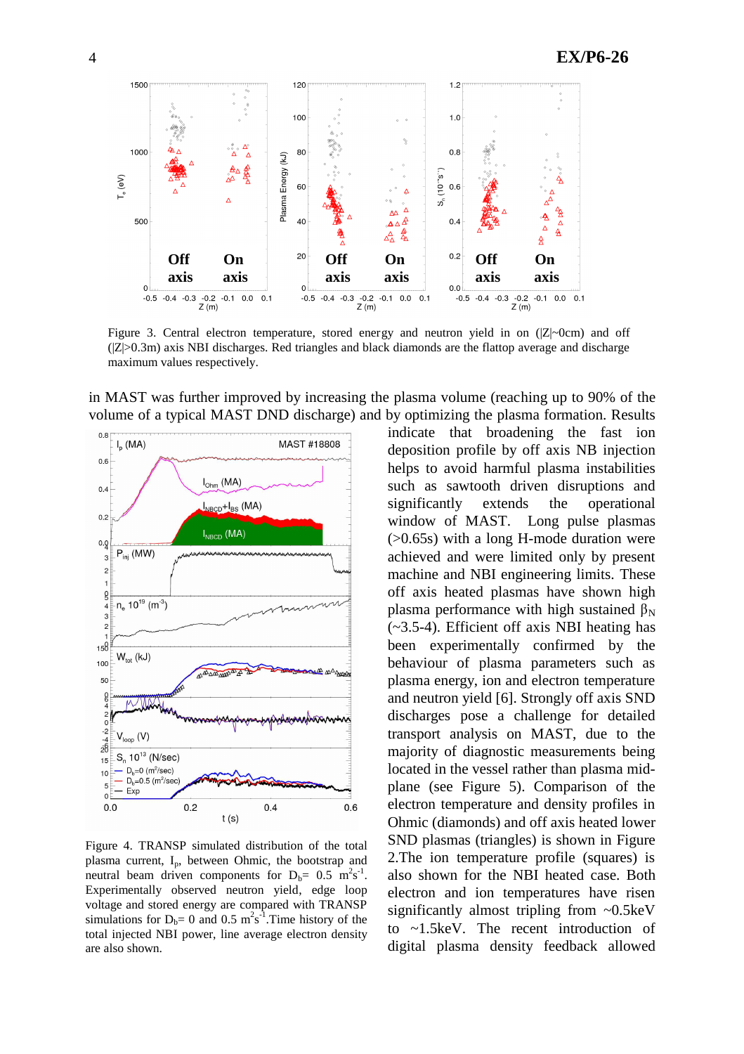Figure 3. Central electron temperature, stored energy and neutron yield in on (|Z|~0cm) and off (|Z|>0.3m) axis NBI discharges. Red triangles and black diamonds are the flattop average and discharge maximum values respectively.

in MAST was further improved by increasing the plasma volume (reaching up to 90% of the volume of a typical MAST DND discharge) and by optimizing the plasma formation. Results indicate that broadening the fast ion deposition profile by off axis NB injection helps to avoid harmful plasma instabilities such as sawtooth driven disruptions and significantly extends the operational window of MAST. Long pulse plasmas (>0.65s) with a long H-mode duration were achieved and were limited only by present machine and NBI engineering limits. These off axis heated plasmas have shown high plasma performance with high sustained $\beta_N$ (~3.5-4). Efficient off axis NBI heating has been experimentally confirmed by the behaviour of plasma parameters such as plasma energy, ion and electron temperature and neutron yield [6]. Strongly off axis SND discharges pose a challenge for detailed transport analysis on MAST, due to the majority of diagnostic measurements being located in the vessel rather than plasma mid-plane (see Figure 5). Comparison of the electron temperature and density profiles in Ohmic (diamonds) and off axis heated lower SND plasmas (triangles) is shown in Figure 2.The ion temperature profile (squares) is also shown for the NBI heated case. Both electron and ion temperatures have risen significantly almost tripling from ~0.5keV to ~1.5keV. The recent introduction of digital plasma density feedback allowed

Figure 4. TRANSP simulated distribution of the total plasma current, $I_p$, between Ohmic, the bootstrap and neutral beam driven components for $D_b$= 0.5 $m^2s^{-1}$. Experimentally observed neutron yield, edge loop voltage and stored energy are compared with TRANSP simulations for $D_b$= 0 and 0.5 $m^2s^{-1}$.Time history of the total injected NBI power, line average electron density are also shown.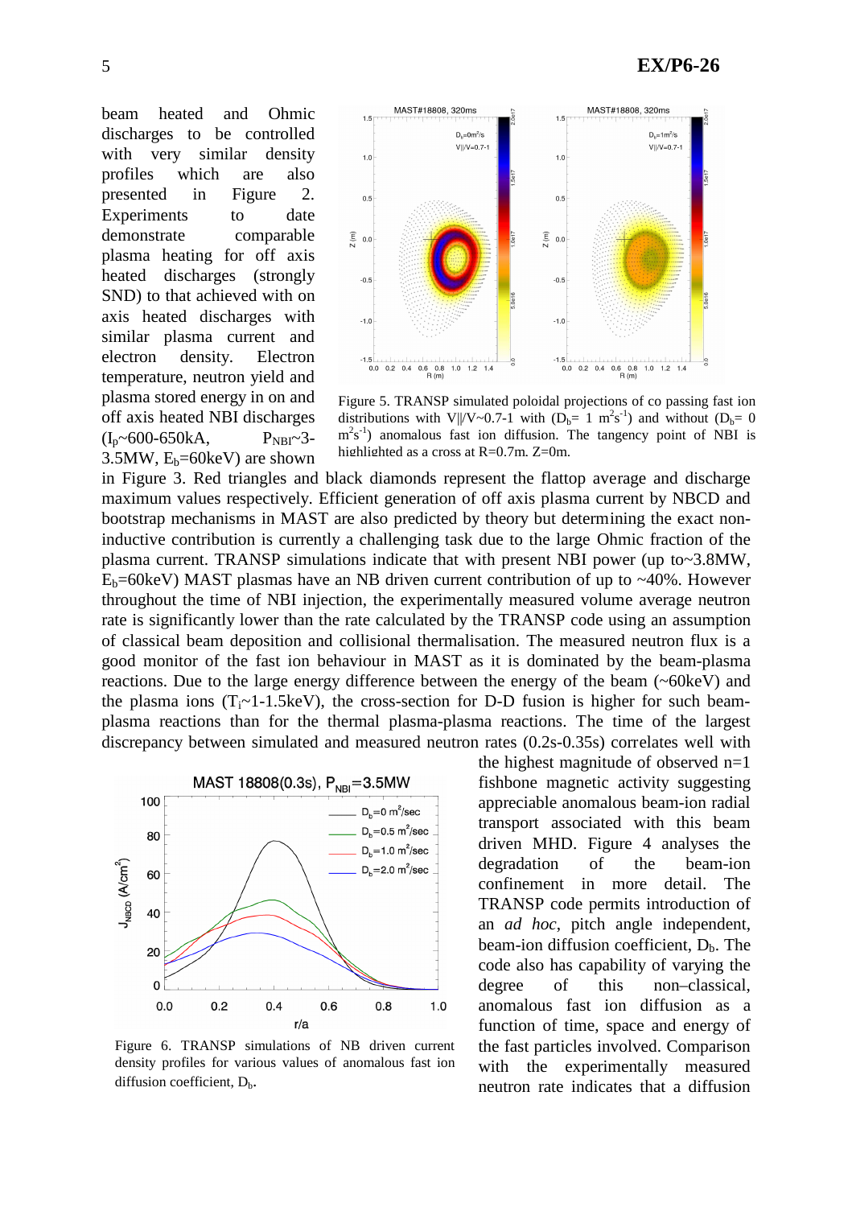beam heated and Ohmic discharges to be controlled with very similar density profiles which are also presented in Figure 2. Experiments to date demonstrate comparable plasma heating for off axis heated discharges (strongly SND) to that achieved with on axis heated discharges with similar plasma current and electron density. Electron temperature, neutron yield and plasma stored energy in on and off axis heated NBI discharges ($I_p$~600-650kA, $P_{NBI}$~3-3.5MW, $E_b$=60keV) are shown in Figure 3. Red triangles and black diamonds represent the flattop average and discharge maximum values respectively. Efficient generation of off axis plasma current by NBCD and bootstrap mechanisms in MAST are also predicted by theory but determining the exact non-inductive contribution is currently a challenging task due to the large Ohmic fraction of the plasma current. TRANSP simulations indicate that with present NBI power (up to~3.8MW, $E_b$=60keV) MAST plasmas have an NB driven current contribution of up to ~40%. However throughout the time of NBI injection, the experimentally measured volume average neutron rate is significantly lower than the rate calculated by the TRANSP code using an assumption of classical beam deposition and collisional thermalisation. The measured neutron flux is a good monitor of the fast ion behaviour in MAST as it is dominated by the beam-plasma reactions. Due to the large energy difference between the energy of the beam (~60keV) and the plasma ions ($T_i$~1-1.5keV), the cross-section for D-D fusion is higher for such beam-plasma reactions than for the thermal plasma-plasma reactions. The time of the largest discrepancy between simulated and measured neutron rates (0.2s-0.35s) correlates well with the highest magnitude of observed n=1 fishbone magnetic activity suggesting appreciable anomalous beam-ion radial transport associated with this beam driven MHD. Figure 4 analyses the degradation of the beam-ion confinement in more detail. The TRANSP code permits introduction of an *ad hoc*, pitch angle independent, beam-ion diffusion coefficient, $D_b$. The code also has capability of varying the degree of this non–classical, anomalous fast ion diffusion as a function of time, space and energy of the fast particles involved. Comparison with the experimentally measured neutron rate indicates that a diffusion

Figure 5. TRANSP simulated poloidal projections of co passing fast ion distributions with V||/V~0.7-1 with ($D_b$= 1 $m^2s^{-1}$) and without ($D_b$= 0 $m^2s^{-1}$) anomalous fast ion diffusion. The tangency point of NBI is highlighted as a cross at R=0.7m, Z=0m.

Figure 6. TRANSP simulations of NB driven current density profiles for various values of anomalous fast ion diffusion coefficient, $D_b$.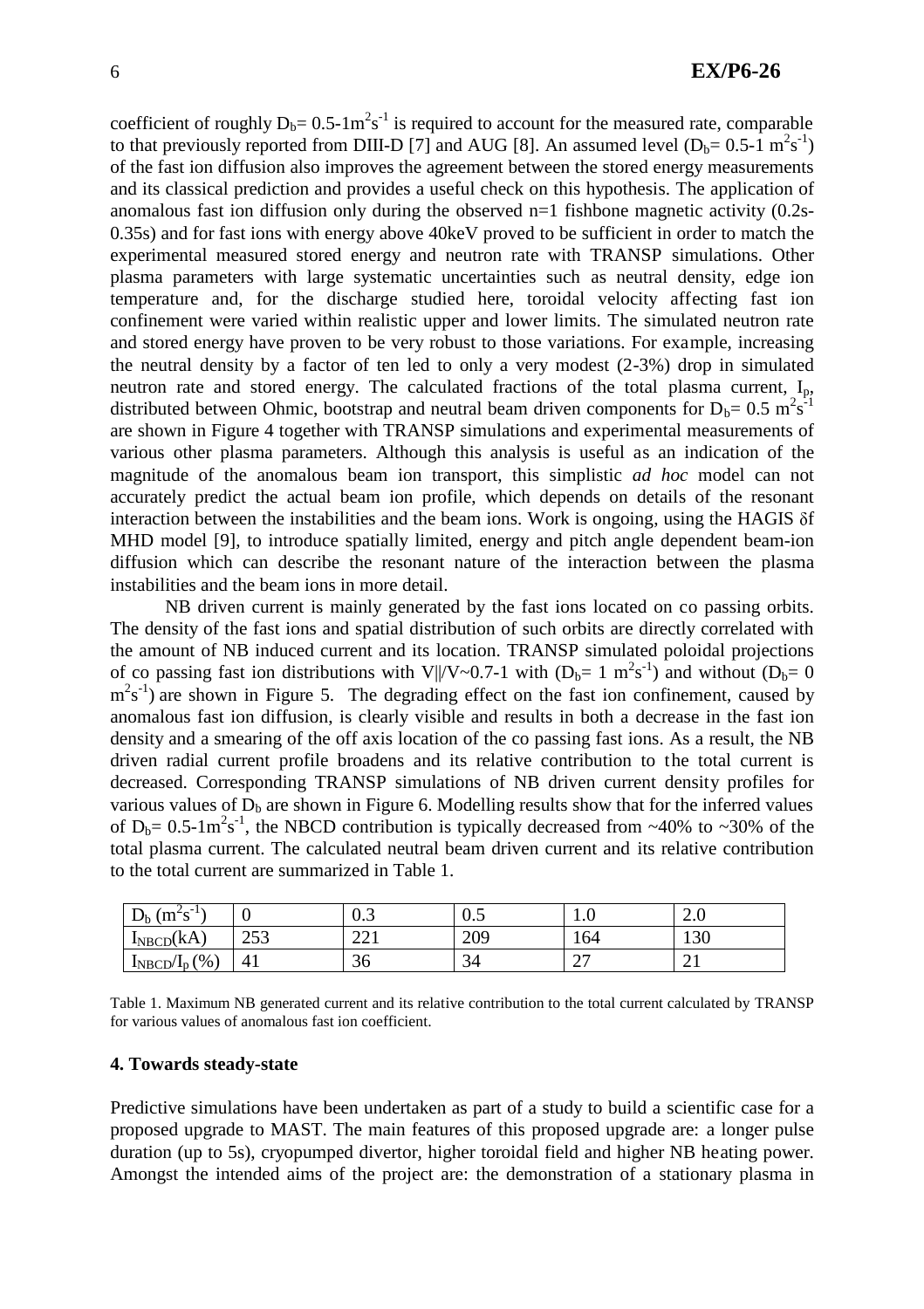coefficient of roughly $D_b = 0.5\text{-}1 m^2 s^{-1}$ is required to account for the measured rate, comparable to that previously reported from DIII-D [7] and AUG [8]. An assumed level ($D_b = 0.5\text{-}1\ m^2 s^{-1}$) of the fast ion diffusion also improves the agreement between the stored energy measurements and its classical prediction and provides a useful check on this hypothesis. The application of anomalous fast ion diffusion only during the observed n=1 fishbone magnetic activity (0.2s-0.35s) and for fast ions with energy above 40keV proved to be sufficient in order to match the experimental measured stored energy and neutron rate with TRANSP simulations. Other plasma parameters with large systematic uncertainties such as neutral density, edge ion temperature and, for the discharge studied here, toroidal velocity affecting fast ion confinement were varied within realistic upper and lower limits. The simulated neutron rate and stored energy have proven to be very robust to those variations. For example, increasing the neutral density by a factor of ten led to only a very modest (2-3%) drop in simulated neutron rate and stored energy. The calculated fractions of the total plasma current, $I_p$, distributed between Ohmic, bootstrap and neutral beam driven components for $D_b = 0.5\ m^2 s^{-1}$ are shown in Figure 4 together with TRANSP simulations and experimental measurements of various other plasma parameters. Although this analysis is useful as an indication of the magnitude of the anomalous beam ion transport, this simplistic *ad hoc* model can not accurately predict the actual beam ion profile, which depends on details of the resonant interaction between the instabilities and the beam ions. Work is ongoing, using the HAGIS $\delta$f MHD model [9], to introduce spatially limited, energy and pitch angle dependent beam-ion diffusion which can describe the resonant nature of the interaction between the plasma instabilities and the beam ions in more detail.

NB driven current is mainly generated by the fast ions located on co passing orbits. The density of the fast ions and spatial distribution of such orbits are directly correlated with the amount of NB induced current and its location. TRANSP simulated poloidal projections of co passing fast ion distributions with $V_\parallel/V \sim 0.7\text{-}1$ with ($D_b = 1\ m^2 s^{-1}$) and without ($D_b = 0\ m^2 s^{-1}$) are shown in Figure 5. The degrading effect on the fast ion confinement, caused by anomalous fast ion diffusion, is clearly visible and results in both a decrease in the fast ion density and a smearing of the off axis location of the co passing fast ions. As a result, the NB driven radial current profile broadens and its relative contribution to the total current is decreased. Corresponding TRANSP simulations of NB driven current density profiles for various values of $D_b$ are shown in Figure 6. Modelling results show that for the inferred values of $D_b = 0.5\text{-}1 m^2 s^{-1}$, the NBCD contribution is typically decreased from ~40% to ~30% of the total plasma current. The calculated neutral beam driven current and its relative contribution to the total current are summarized in Table 1.

| $D_b$ ($m^2 s^{-1}$) | 0 | 0.3 | 0.5 | 1.0 | 2.0 |
|---|---|---|---|---|---|
| $I_{NBCD}$(kA) | 253 | 221 | 209 | 164 | 130 |
| $I_{NBCD}/I_p$ (%) | 41 | 36 | 34 | 27 | 21 |

Table 1. Maximum NB generated current and its relative contribution to the total current calculated by TRANSP for various values of anomalous fast ion coefficient.

## 4. Towards steady-state

Predictive simulations have been undertaken as part of a study to build a scientific case for a proposed upgrade to MAST. The main features of this proposed upgrade are: a longer pulse duration (up to 5s), cryopumped divertor, higher toroidal field and higher NB heating power. Amongst the intended aims of the project are: the demonstration of a stationary plasma in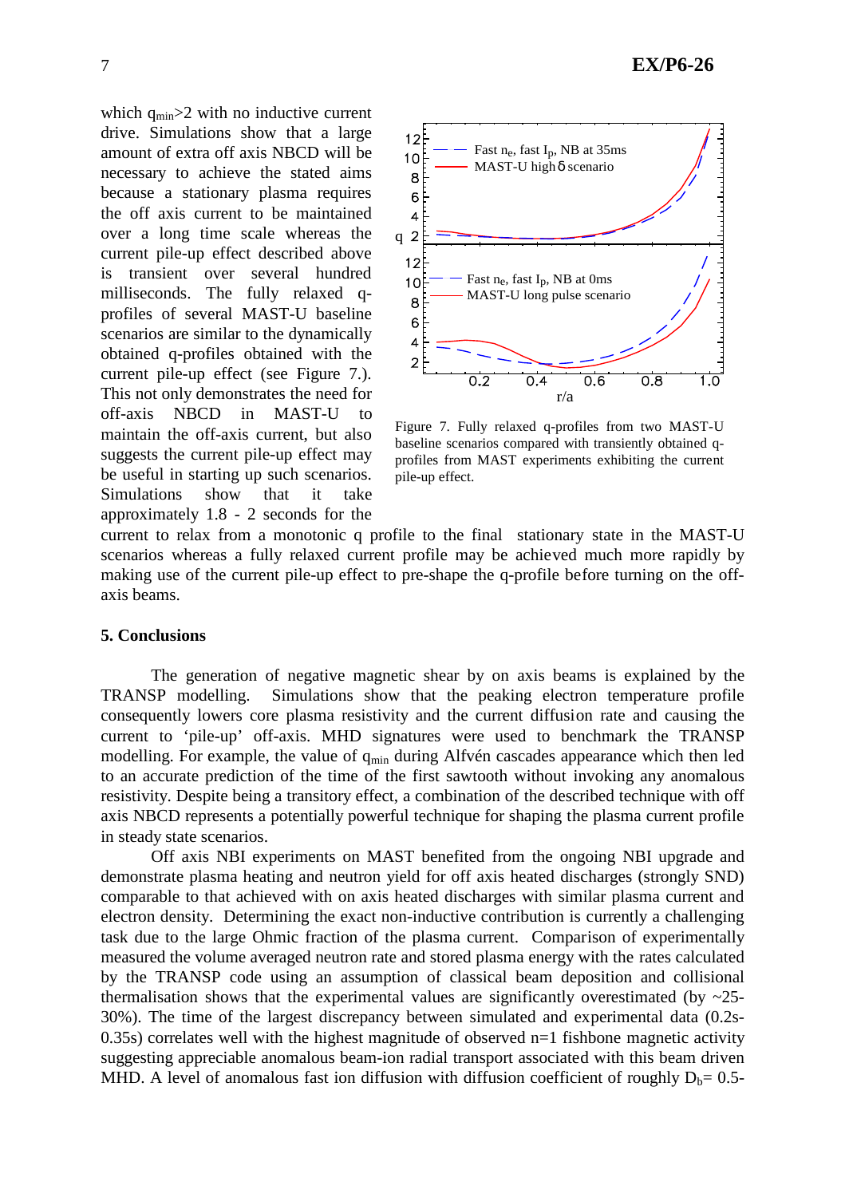which $q_{min}>2$ with no inductive current drive. Simulations show that a large amount of extra off axis NBCD will be necessary to achieve the stated aims because a stationary plasma requires the off axis current to be maintained over a long time scale whereas the current pile-up effect described above is transient over several hundred milliseconds. The fully relaxed q-profiles of several MAST-U baseline scenarios are similar to the dynamically obtained q-profiles obtained with the current pile-up effect (see Figure 7.). This not only demonstrates the need for off-axis NBCD in MAST-U to maintain the off-axis current, but also suggests the current pile-up effect may be useful in starting up such scenarios. Simulations show that it take approximately 1.8 - 2 seconds for the current to relax from a monotonic q profile to the final stationary state in the MAST-U scenarios whereas a fully relaxed current profile may be achieved much more rapidly by making use of the current pile-up effect to pre-shape the q-profile before turning on the off-axis beams.

Figure 7. Fully relaxed q-profiles from two MAST-U baseline scenarios compared with transiently obtained q-profiles from MAST experiments exhibiting the current pile-up effect.

## 5. Conclusions

The generation of negative magnetic shear by on axis beams is explained by the TRANSP modelling. Simulations show that the peaking electron temperature profile consequently lowers core plasma resistivity and the current diffusion rate and causing the current to 'pile-up' off-axis. MHD signatures were used to benchmark the TRANSP modelling. For example, the value of $q_{min}$ during Alfvén cascades appearance which then led to an accurate prediction of the time of the first sawtooth without invoking any anomalous resistivity. Despite being a transitory effect, a combination of the described technique with off axis NBCD represents a potentially powerful technique for shaping the plasma current profile in steady state scenarios.

Off axis NBI experiments on MAST benefited from the ongoing NBI upgrade and demonstrate plasma heating and neutron yield for off axis heated discharges (strongly SND) comparable to that achieved with on axis heated discharges with similar plasma current and electron density. Determining the exact non-inductive contribution is currently a challenging task due to the large Ohmic fraction of the plasma current. Comparison of experimentally measured the volume averaged neutron rate and stored plasma energy with the rates calculated by the TRANSP code using an assumption of classical beam deposition and collisional thermalisation shows that the experimental values are significantly overestimated (by ~25-30%). The time of the largest discrepancy between simulated and experimental data (0.2s-0.35s) correlates well with the highest magnitude of observed n=1 fishbone magnetic activity suggesting appreciable anomalous beam-ion radial transport associated with this beam driven MHD. A level of anomalous fast ion diffusion with diffusion coefficient of roughly $D_b$= 0.5-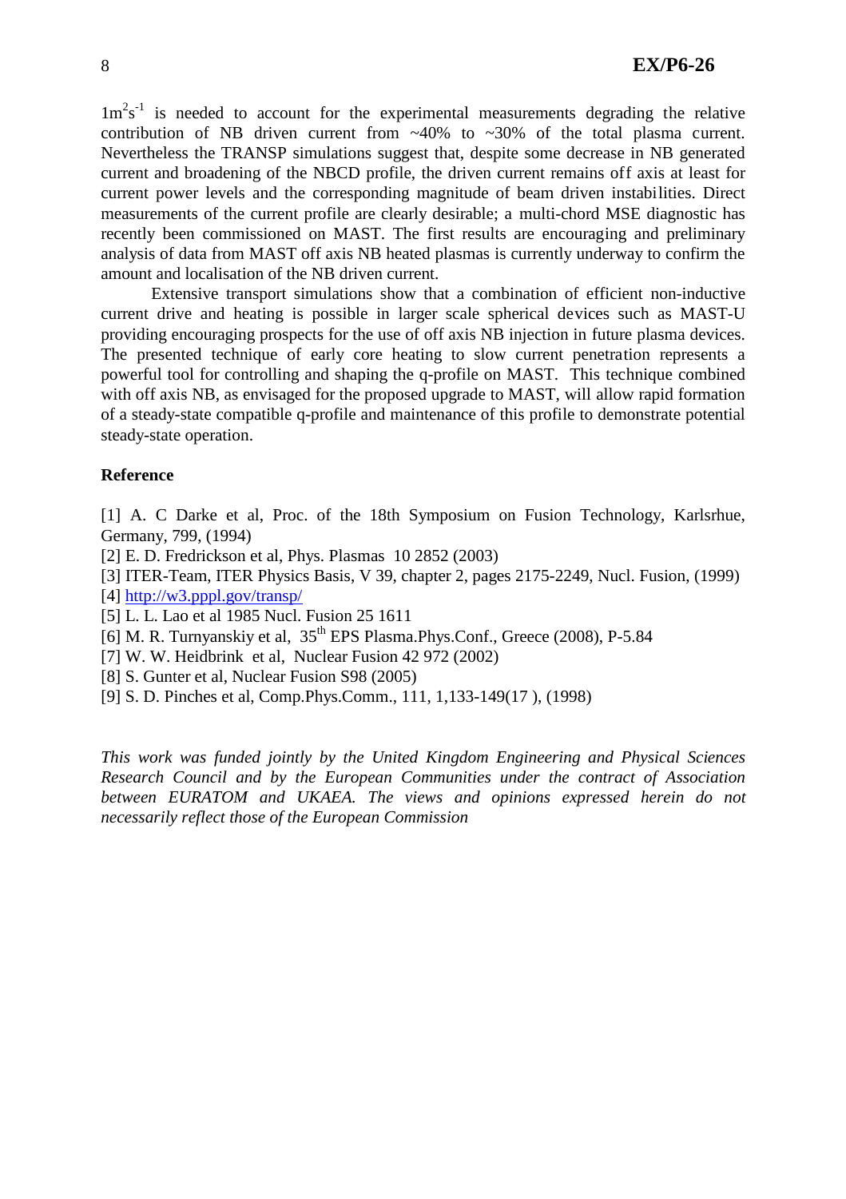$1m^2s^{-1}$ is needed to account for the experimental measurements degrading the relative contribution of NB driven current from ~40% to ~30% of the total plasma current. Nevertheless the TRANSP simulations suggest that, despite some decrease in NB generated current and broadening of the NBCD profile, the driven current remains off axis at least for current power levels and the corresponding magnitude of beam driven instabilities. Direct measurements of the current profile are clearly desirable; a multi-chord MSE diagnostic has recently been commissioned on MAST. The first results are encouraging and preliminary analysis of data from MAST off axis NB heated plasmas is currently underway to confirm the amount and localisation of the NB driven current.

Extensive transport simulations show that a combination of efficient non-inductive current drive and heating is possible in larger scale spherical devices such as MAST-U providing encouraging prospects for the use of off axis NB injection in future plasma devices. The presented technique of early core heating to slow current penetration represents a powerful tool for controlling and shaping the q-profile on MAST. This technique combined with off axis NB, as envisaged for the proposed upgrade to MAST, will allow rapid formation of a steady-state compatible q-profile and maintenance of this profile to demonstrate potential steady-state operation.

**Reference**

[1] A. C Darke et al, Proc. of the 18th Symposium on Fusion Technology, Karlsrhue, Germany, 799, (1994)
[2] E. D. Fredrickson et al, Phys. Plasmas 10 2852 (2003)
[3] ITER-Team, ITER Physics Basis, V 39, chapter 2, pages 2175-2249, Nucl. Fusion, (1999)
[4] http://w3.pppl.gov/transp/
[5] L. L. Lao et al 1985 Nucl. Fusion 25 1611
[6] M. R. Turnyanskiy et al, 35$^{th}$ EPS Plasma.Phys.Conf., Greece (2008), P-5.84
[7] W. W. Heidbrink et al, Nuclear Fusion 42 972 (2002)
[8] S. Gunter et al, Nuclear Fusion S98 (2005)
[9] S. D. Pinches et al, Comp.Phys.Comm., 111, 1,133-149(17 ), (1998)

*This work was funded jointly by the United Kingdom Engineering and Physical Sciences Research Council and by the European Communities under the contract of Association between EURATOM and UKAEA. The views and opinions expressed herein do not necessarily reflect those of the European Commission*